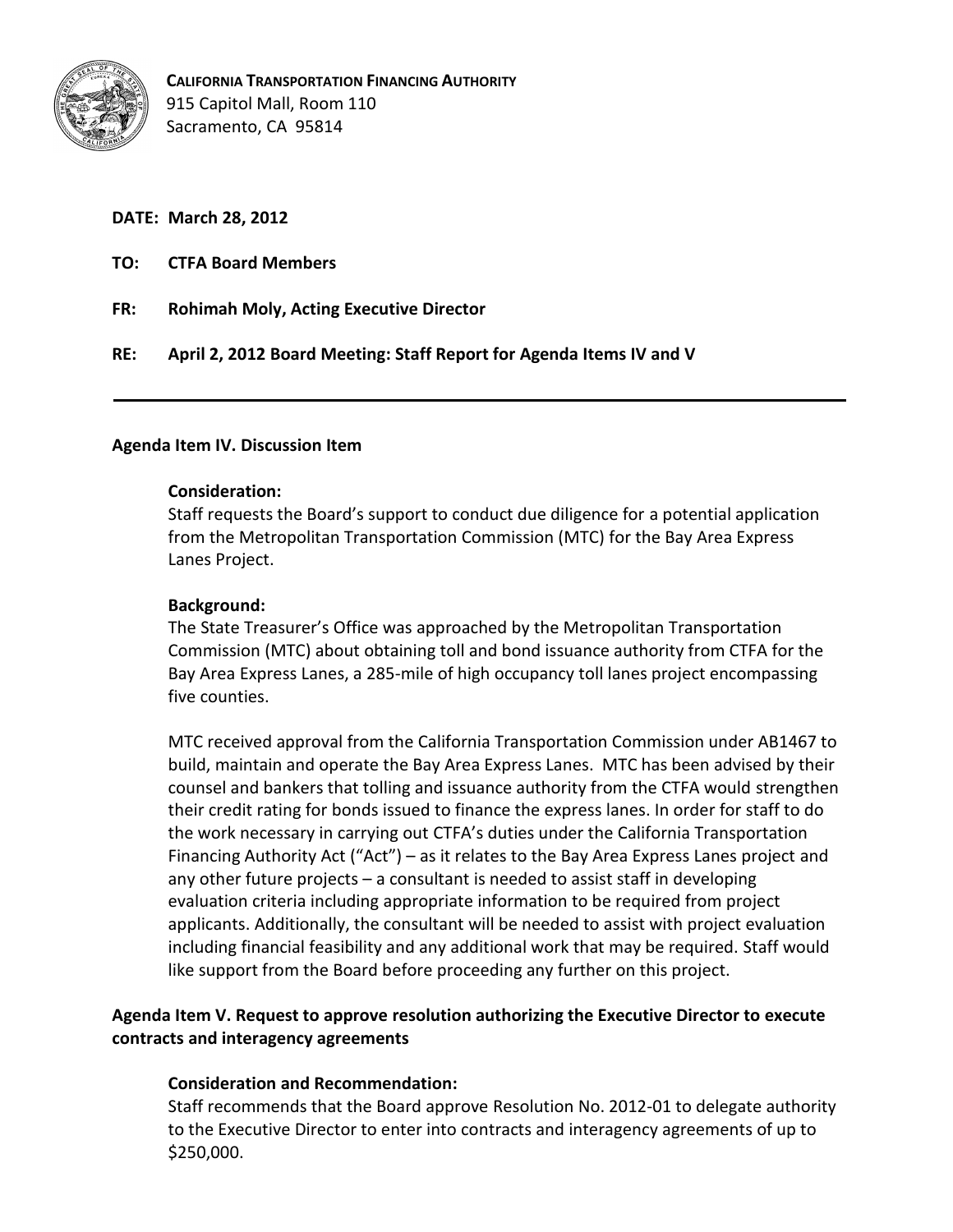**CALIFORNIA TRANSPORTATION FINANCING AUTHORITY**
915 Capitol Mall, Room 110
Sacramento, CA 95814

**DATE: March 28, 2012**

**TO: CTFA Board Members**

**FR: Rohimah Moly, Acting Executive Director**

**RE: April 2, 2012 Board Meeting: Staff Report for Agenda Items IV and V**

---

**Agenda Item IV. Discussion Item**

**Consideration:**

Staff requests the Board's support to conduct due diligence for a potential application from the Metropolitan Transportation Commission (MTC) for the Bay Area Express Lanes Project.

**Background:**

The State Treasurer's Office was approached by the Metropolitan Transportation Commission (MTC) about obtaining toll and bond issuance authority from CTFA for the Bay Area Express Lanes, a 285-mile of high occupancy toll lanes project encompassing five counties.

MTC received approval from the California Transportation Commission under AB1467 to build, maintain and operate the Bay Area Express Lanes. MTC has been advised by their counsel and bankers that tolling and issuance authority from the CTFA would strengthen their credit rating for bonds issued to finance the express lanes. In order for staff to do the work necessary in carrying out CTFA's duties under the California Transportation Financing Authority Act ("Act") – as it relates to the Bay Area Express Lanes project and any other future projects – a consultant is needed to assist staff in developing evaluation criteria including appropriate information to be required from project applicants. Additionally, the consultant will be needed to assist with project evaluation including financial feasibility and any additional work that may be required. Staff would like support from the Board before proceeding any further on this project.

**Agenda Item V. Request to approve resolution authorizing the Executive Director to execute contracts and interagency agreements**

**Consideration and Recommendation:**

Staff recommends that the Board approve Resolution No. 2012-01 to delegate authority to the Executive Director to enter into contracts and interagency agreements of up to $250,000.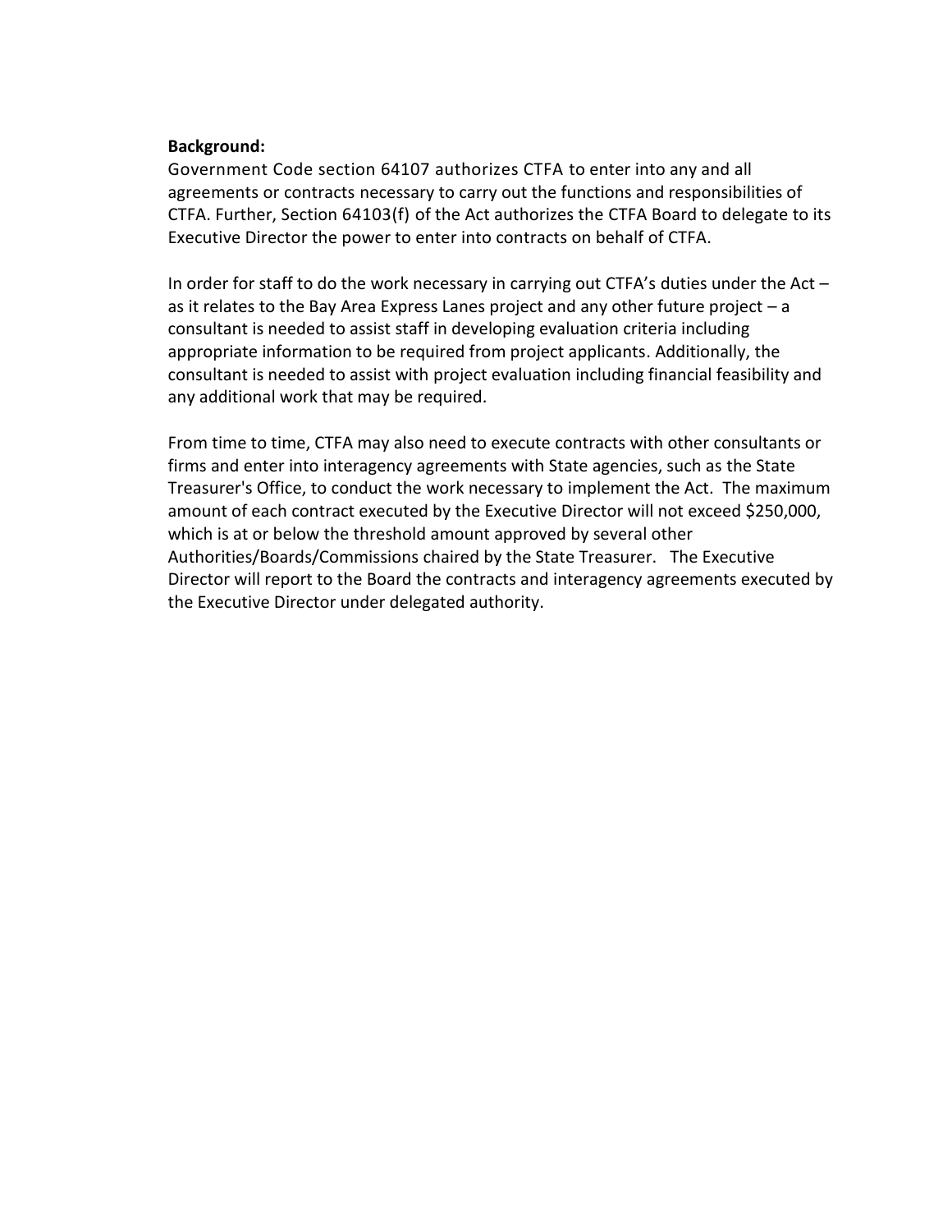**Background:**

Government Code section 64107 authorizes CTFA to enter into any and all agreements or contracts necessary to carry out the functions and responsibilities of CTFA. Further, Section 64103(f) of the Act authorizes the CTFA Board to delegate to its Executive Director the power to enter into contracts on behalf of CTFA.

In order for staff to do the work necessary in carrying out CTFA's duties under the Act – as it relates to the Bay Area Express Lanes project and any other future project – a consultant is needed to assist staff in developing evaluation criteria including appropriate information to be required from project applicants. Additionally, the consultant is needed to assist with project evaluation including financial feasibility and any additional work that may be required.

From time to time, CTFA may also need to execute contracts with other consultants or firms and enter into interagency agreements with State agencies, such as the State Treasurer's Office, to conduct the work necessary to implement the Act. The maximum amount of each contract executed by the Executive Director will not exceed $250,000, which is at or below the threshold amount approved by several other Authorities/Boards/Commissions chaired by the State Treasurer. The Executive Director will report to the Board the contracts and interagency agreements executed by the Executive Director under delegated authority.